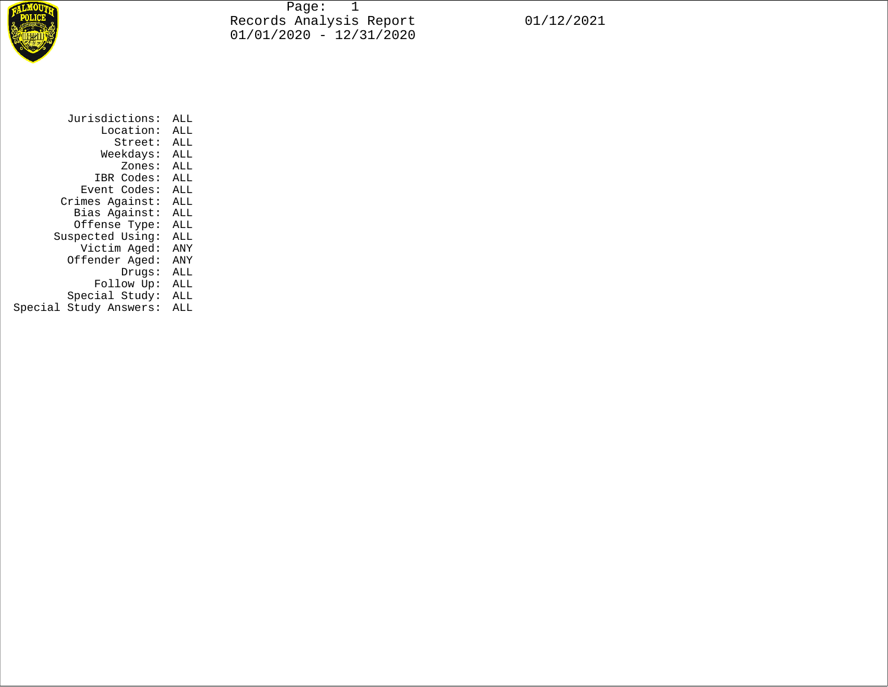# Records Analysis Report

01/01/2020 - 12/31/2020

01/12/2021

| | |
|---|---|
| Jurisdictions: | ALL |
| Location: | ALL |
| Street: | ALL |
| Weekdays: | ALL |
| Zones: | ALL |
| IBR Codes: | ALL |
| Event Codes: | ALL |
| Crimes Against: | ALL |
| Bias Against: | ALL |
| Offense Type: | ALL |
| Suspected Using: | ALL |
| Victim Aged: | ANY |
| Offender Aged: | ANY |
| Drugs: | ALL |
| Follow Up: | ALL |
| Special Study: | ALL |
| Special Study Answers: | ALL |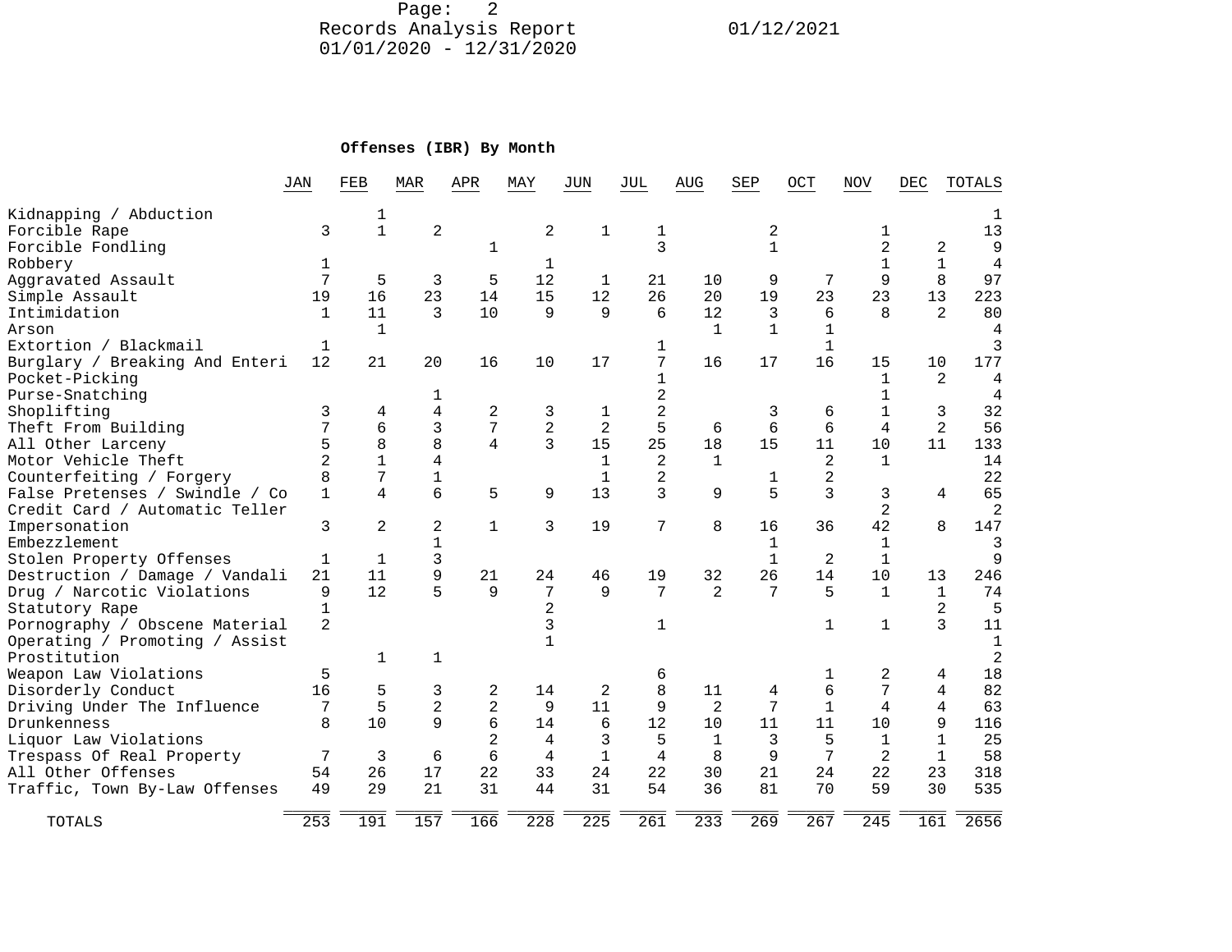Records Analysis Report 01/12/2021

01/01/2020 - 12/31/2020

**Offenses (IBR) By Month**

| | JAN | FEB | MAR | APR | MAY | JUN | JUL | AUG | SEP | OCT | NOV | DEC | TOTALS |
|---|---|---|---|---|---|---|---|---|---|---|---|---|---|
| Kidnapping / Abduction | | 1 | | | | | | | | | | | 1 |
| Forcible Rape | 3 | 1 | 2 | | 2 | 1 | 1 | | 2 | | 1 | | 13 |
| Forcible Fondling | | | | 1 | | | 3 | | 1 | | 2 | 2 | 9 |
| Robbery | 1 | | | | 1 | | | | | | 1 | 1 | 4 |
| Aggravated Assault | 7 | 5 | 3 | 5 | 12 | 1 | 21 | 10 | 9 | 7 | 9 | 8 | 97 |
| Simple Assault | 19 | 16 | 23 | 14 | 15 | 12 | 26 | 20 | 19 | 23 | 23 | 13 | 223 |
| Intimidation | 1 | 11 | 3 | 10 | 9 | 9 | 6 | 12 | 3 | 6 | 8 | 2 | 80 |
| Arson | | 1 | | | | | | 1 | 1 | 1 | | | 4 |
| Extortion / Blackmail | 1 | | | | | | 1 | | | 1 | | | 3 |
| Burglary / Breaking And Enteri | 12 | 21 | 20 | 16 | 10 | 17 | 7 | 16 | 17 | 16 | 15 | 10 | 177 |
| Pocket-Picking | | | | | | | 1 | | | | 1 | 2 | 4 |
| Purse-Snatching | | | 1 | | | | 2 | | | | 1 | | 4 |
| Shoplifting | 3 | 4 | 4 | 2 | 3 | 1 | 2 | | 3 | 6 | 1 | 3 | 32 |
| Theft From Building | 7 | 6 | 3 | 7 | 2 | 2 | 5 | 6 | 6 | 6 | 4 | 2 | 56 |
| All Other Larceny | 5 | 8 | 8 | 4 | 3 | 15 | 25 | 18 | 15 | 11 | 10 | 11 | 133 |
| Motor Vehicle Theft | 2 | 1 | 4 | | | 1 | 2 | 1 | | 2 | 1 | | 14 |
| Counterfeiting / Forgery | 8 | 7 | 1 | | | 1 | 2 | | 1 | 2 | | | 22 |
| False Pretenses / Swindle / Co | 1 | 4 | 6 | 5 | 9 | 13 | 3 | 9 | 5 | 3 | 3 | 4 | 65 |
| Credit Card / Automatic Teller | | | | | | | | | | | 2 | | 2 |
| Impersonation | 3 | 2 | 2 | 1 | 3 | 19 | 7 | 8 | 16 | 36 | 42 | 8 | 147 |
| Embezzlement | | | 1 | | | | | | 1 | | 1 | | 3 |
| Stolen Property Offenses | 1 | 1 | 3 | | | | | | 1 | 2 | 1 | | 9 |
| Destruction / Damage / Vandali | 21 | 11 | 9 | 21 | 24 | 46 | 19 | 32 | 26 | 14 | 10 | 13 | 246 |
| Drug / Narcotic Violations | 9 | 12 | 5 | 9 | 7 | 9 | 7 | 2 | 7 | 5 | 1 | 1 | 74 |
| Statutory Rape | 1 | | | | 2 | | | | | | | 2 | 5 |
| Pornography / Obscene Material | 2 | | | | 3 | | 1 | | | 1 | 1 | 3 | 11 |
| Operating / Promoting / Assist | | | | | 1 | | | | | | | | 1 |
| Prostitution | | 1 | 1 | | | | | | | | | | 2 |
| Weapon Law Violations | 5 | | | | | | 6 | | | 1 | 2 | 4 | 18 |
| Disorderly Conduct | 16 | 5 | 3 | 2 | 14 | 2 | 8 | 11 | 4 | 6 | 7 | 4 | 82 |
| Driving Under The Influence | 7 | 5 | 2 | 2 | 9 | 11 | 9 | 2 | 7 | 1 | 4 | 4 | 63 |
| Drunkenness | 8 | 10 | 9 | 6 | 14 | 6 | 12 | 10 | 11 | 11 | 10 | 9 | 116 |
| Liquor Law Violations | | | | 2 | 4 | 3 | 5 | 1 | 3 | 5 | 1 | 1 | 25 |
| Trespass Of Real Property | 7 | 3 | 6 | 6 | 4 | 1 | 4 | 8 | 9 | 7 | 2 | 1 | 58 |
| All Other Offenses | 54 | 26 | 17 | 22 | 33 | 24 | 22 | 30 | 21 | 24 | 22 | 23 | 318 |
| Traffic, Town By-Law Offenses | 49 | 29 | 21 | 31 | 44 | 31 | 54 | 36 | 81 | 70 | 59 | 30 | 535 |
| TOTALS | 253 | 191 | 157 | 166 | 228 | 225 | 261 | 233 | 269 | 267 | 245 | 161 | 2656 |